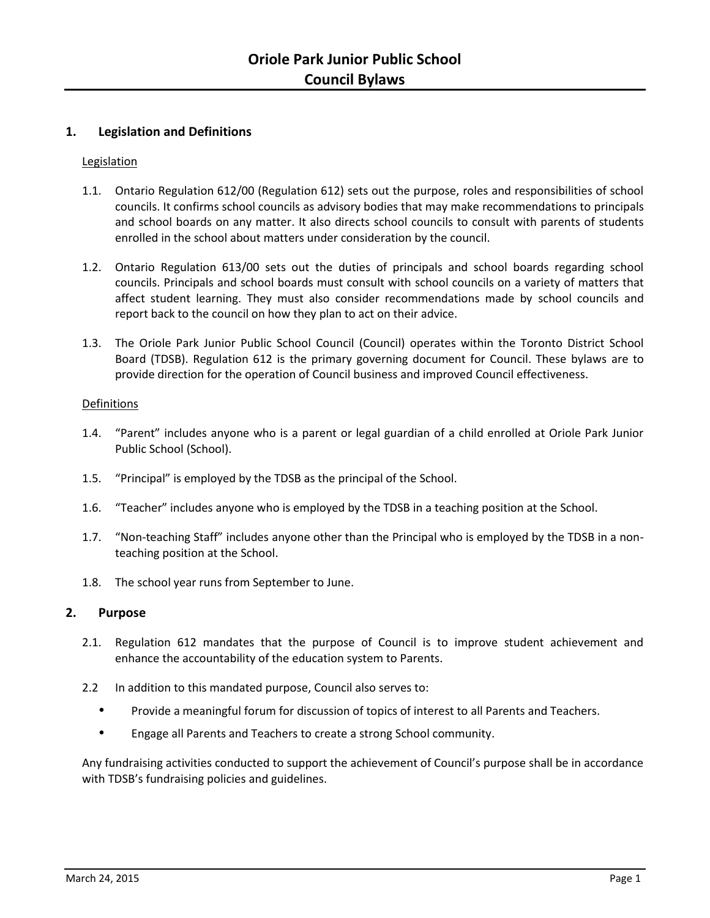# Oriole Park Junior Public School
# Council Bylaws

## 1. Legislation and Definitions

Legislation

1.1. Ontario Regulation 612/00 (Regulation 612) sets out the purpose, roles and responsibilities of school councils. It confirms school councils as advisory bodies that may make recommendations to principals and school boards on any matter. It also directs school councils to consult with parents of students enrolled in the school about matters under consideration by the council.

1.2. Ontario Regulation 613/00 sets out the duties of principals and school boards regarding school councils. Principals and school boards must consult with school councils on a variety of matters that affect student learning. They must also consider recommendations made by school councils and report back to the council on how they plan to act on their advice.

1.3. The Oriole Park Junior Public School Council (Council) operates within the Toronto District School Board (TDSB). Regulation 612 is the primary governing document for Council. These bylaws are to provide direction for the operation of Council business and improved Council effectiveness.

Definitions

1.4. "Parent" includes anyone who is a parent or legal guardian of a child enrolled at Oriole Park Junior Public School (School).

1.5. "Principal" is employed by the TDSB as the principal of the School.

1.6. "Teacher" includes anyone who is employed by the TDSB in a teaching position at the School.

1.7. "Non-teaching Staff" includes anyone other than the Principal who is employed by the TDSB in a non-teaching position at the School.

1.8. The school year runs from September to June.

## 2. Purpose

2.1. Regulation 612 mandates that the purpose of Council is to improve student achievement and enhance the accountability of the education system to Parents.

2.2 In addition to this mandated purpose, Council also serves to:

- Provide a meaningful forum for discussion of topics of interest to all Parents and Teachers.
- Engage all Parents and Teachers to create a strong School community.

Any fundraising activities conducted to support the achievement of Council's purpose shall be in accordance with TDSB's fundraising policies and guidelines.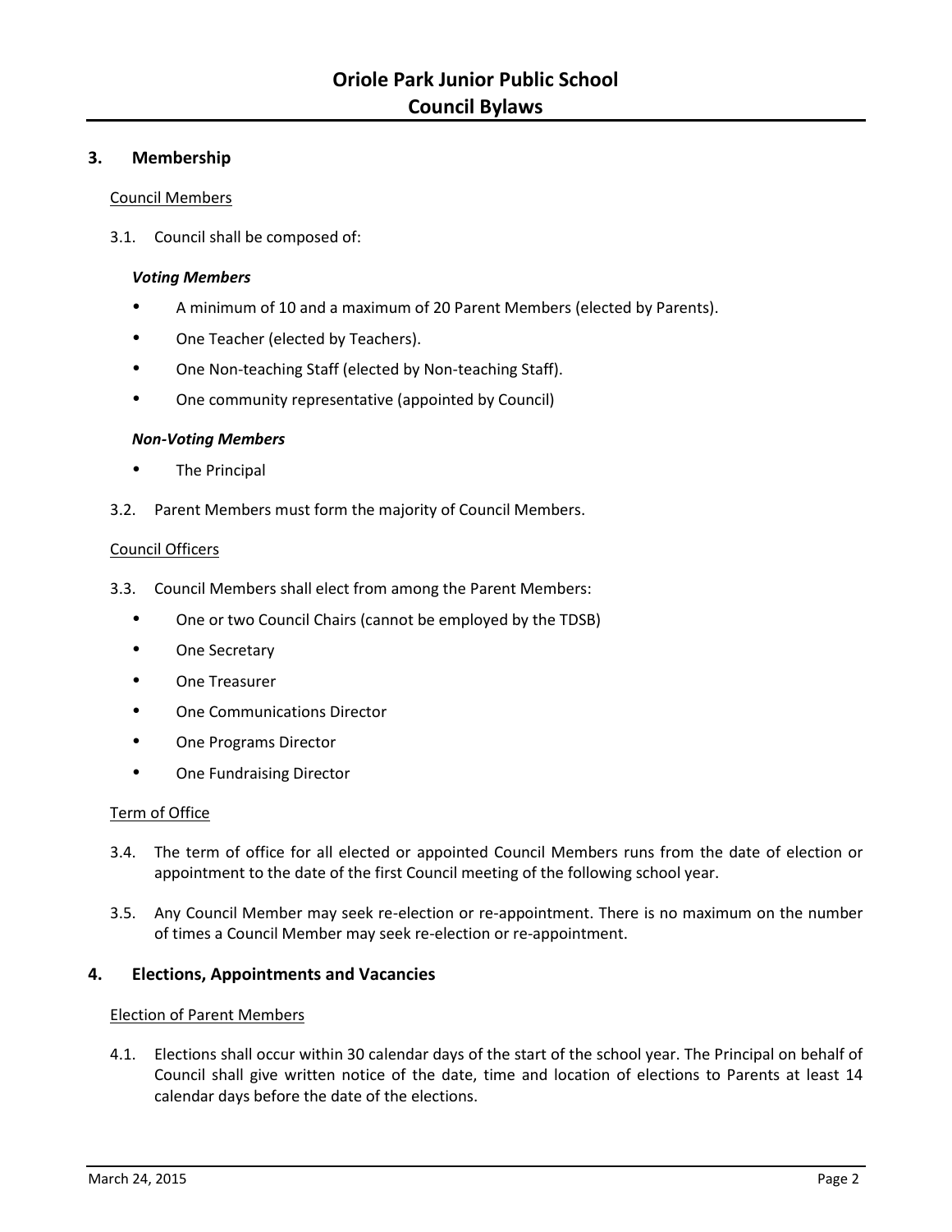## 3. Membership

Council Members

3.1. Council shall be composed of:

***Voting Members***

- A minimum of 10 and a maximum of 20 Parent Members (elected by Parents).
- One Teacher (elected by Teachers).
- One Non-teaching Staff (elected by Non-teaching Staff).
- One community representative (appointed by Council)

***Non-Voting Members***

- The Principal

3.2. Parent Members must form the majority of Council Members.

Council Officers

3.3. Council Members shall elect from among the Parent Members:

- One or two Council Chairs (cannot be employed by the TDSB)
- One Secretary
- One Treasurer
- One Communications Director
- One Programs Director
- One Fundraising Director

Term of Office

3.4. The term of office for all elected or appointed Council Members runs from the date of election or appointment to the date of the first Council meeting of the following school year.

3.5. Any Council Member may seek re-election or re-appointment. There is no maximum on the number of times a Council Member may seek re-election or re-appointment.

## 4. Elections, Appointments and Vacancies

Election of Parent Members

4.1. Elections shall occur within 30 calendar days of the start of the school year. The Principal on behalf of Council shall give written notice of the date, time and location of elections to Parents at least 14 calendar days before the date of the elections.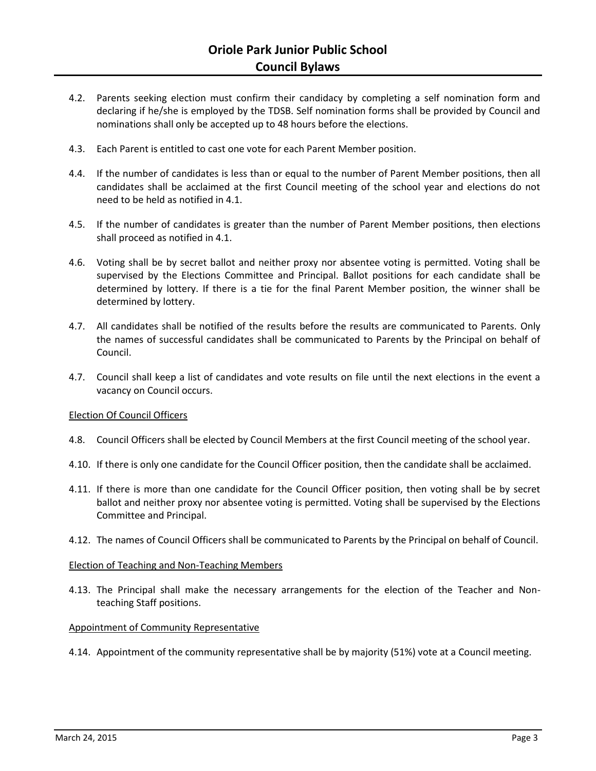4.2. Parents seeking election must confirm their candidacy by completing a self nomination form and declaring if he/she is employed by the TDSB. Self nomination forms shall be provided by Council and nominations shall only be accepted up to 48 hours before the elections.

4.3. Each Parent is entitled to cast one vote for each Parent Member position.

4.4. If the number of candidates is less than or equal to the number of Parent Member positions, then all candidates shall be acclaimed at the first Council meeting of the school year and elections do not need to be held as notified in 4.1.

4.5. If the number of candidates is greater than the number of Parent Member positions, then elections shall proceed as notified in 4.1.

4.6. Voting shall be by secret ballot and neither proxy nor absentee voting is permitted. Voting shall be supervised by the Elections Committee and Principal. Ballot positions for each candidate shall be determined by lottery. If there is a tie for the final Parent Member position, the winner shall be determined by lottery.

4.7. All candidates shall be notified of the results before the results are communicated to Parents. Only the names of successful candidates shall be communicated to Parents by the Principal on behalf of Council.

4.7. Council shall keep a list of candidates and vote results on file until the next elections in the event a vacancy on Council occurs.

Election Of Council Officers

4.8. Council Officers shall be elected by Council Members at the first Council meeting of the school year.

4.10. If there is only one candidate for the Council Officer position, then the candidate shall be acclaimed.

4.11. If there is more than one candidate for the Council Officer position, then voting shall be by secret ballot and neither proxy nor absentee voting is permitted. Voting shall be supervised by the Elections Committee and Principal.

4.12. The names of Council Officers shall be communicated to Parents by the Principal on behalf of Council.

Election of Teaching and Non-Teaching Members

4.13. The Principal shall make the necessary arrangements for the election of the Teacher and Non-teaching Staff positions.

Appointment of Community Representative

4.14. Appointment of the community representative shall be by majority (51%) vote at a Council meeting.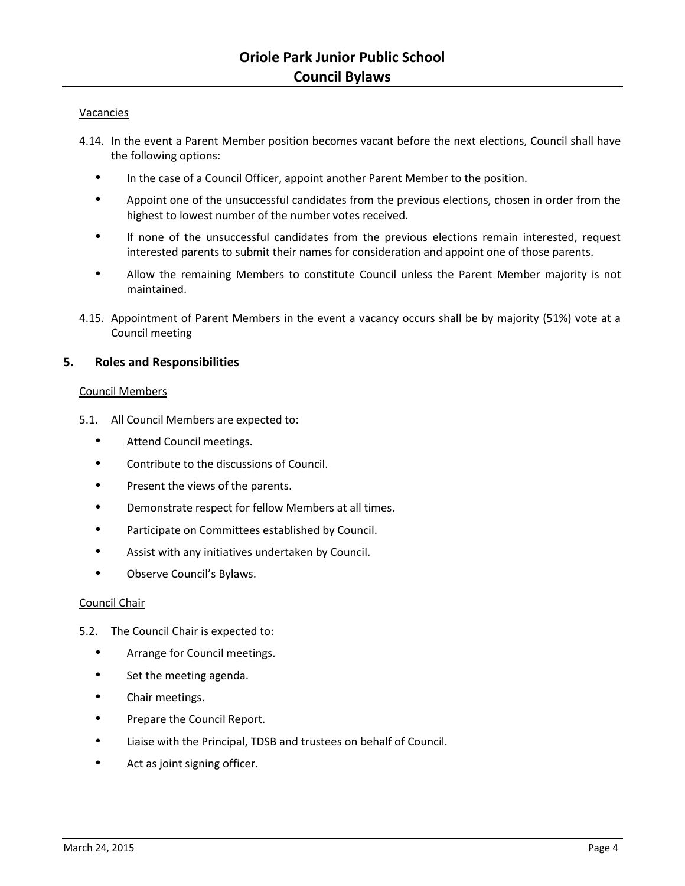Vacancies

4.14. In the event a Parent Member position becomes vacant before the next elections, Council shall have the following options:

- In the case of a Council Officer, appoint another Parent Member to the position.
- Appoint one of the unsuccessful candidates from the previous elections, chosen in order from the highest to lowest number of the number votes received.
- If none of the unsuccessful candidates from the previous elections remain interested, request interested parents to submit their names for consideration and appoint one of those parents.
- Allow the remaining Members to constitute Council unless the Parent Member majority is not maintained.

4.15. Appointment of Parent Members in the event a vacancy occurs shall be by majority (51%) vote at a Council meeting

## 5. Roles and Responsibilities

Council Members

5.1. All Council Members are expected to:

- Attend Council meetings.
- Contribute to the discussions of Council.
- Present the views of the parents.
- Demonstrate respect for fellow Members at all times.
- Participate on Committees established by Council.
- Assist with any initiatives undertaken by Council.
- Observe Council's Bylaws.

Council Chair

5.2. The Council Chair is expected to:

- Arrange for Council meetings.
- Set the meeting agenda.
- Chair meetings.
- Prepare the Council Report.
- Liaise with the Principal, TDSB and trustees on behalf of Council.
- Act as joint signing officer.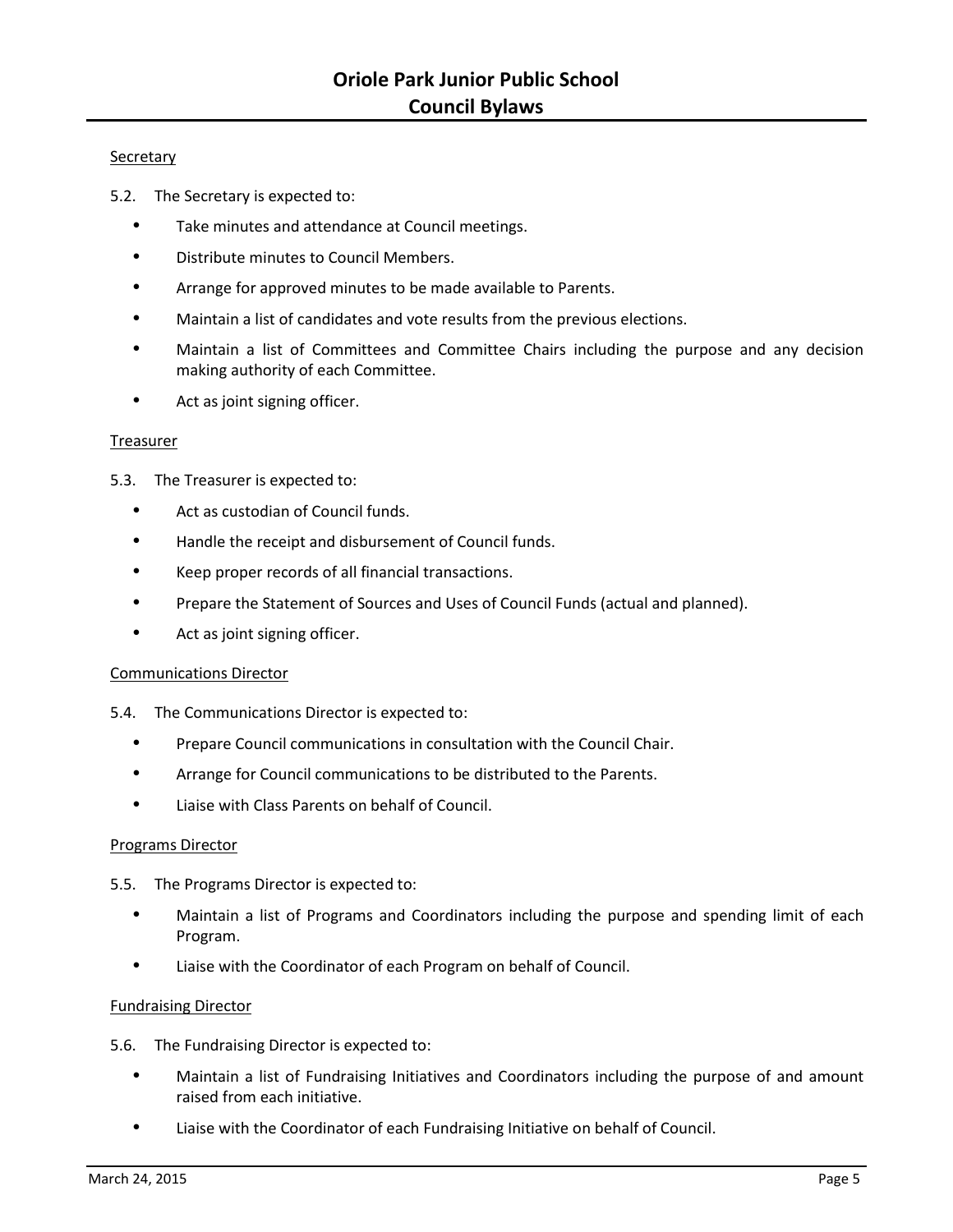Secretary

5.2. The Secretary is expected to:

- Take minutes and attendance at Council meetings.
- Distribute minutes to Council Members.
- Arrange for approved minutes to be made available to Parents.
- Maintain a list of candidates and vote results from the previous elections.
- Maintain a list of Committees and Committee Chairs including the purpose and any decision making authority of each Committee.
- Act as joint signing officer.

Treasurer

5.3. The Treasurer is expected to:

- Act as custodian of Council funds.
- Handle the receipt and disbursement of Council funds.
- Keep proper records of all financial transactions.
- Prepare the Statement of Sources and Uses of Council Funds (actual and planned).
- Act as joint signing officer.

Communications Director

5.4. The Communications Director is expected to:

- Prepare Council communications in consultation with the Council Chair.
- Arrange for Council communications to be distributed to the Parents.
- Liaise with Class Parents on behalf of Council.

Programs Director

5.5. The Programs Director is expected to:

- Maintain a list of Programs and Coordinators including the purpose and spending limit of each Program.
- Liaise with the Coordinator of each Program on behalf of Council.

Fundraising Director

5.6. The Fundraising Director is expected to:

- Maintain a list of Fundraising Initiatives and Coordinators including the purpose of and amount raised from each initiative.
- Liaise with the Coordinator of each Fundraising Initiative on behalf of Council.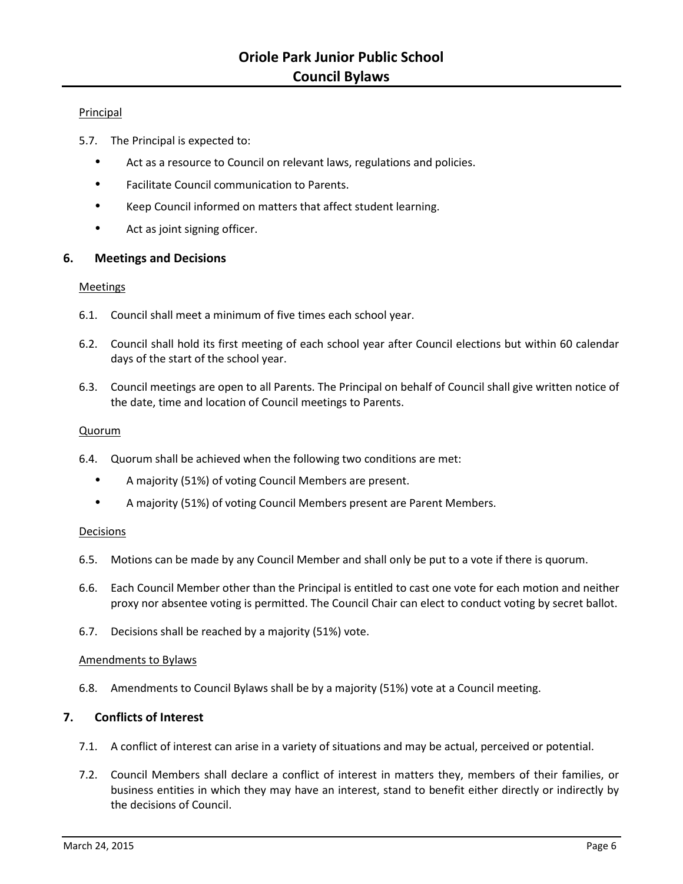Principal

5.7. The Principal is expected to:

- Act as a resource to Council on relevant laws, regulations and policies.
- Facilitate Council communication to Parents.
- Keep Council informed on matters that affect student learning.
- Act as joint signing officer.

## 6. Meetings and Decisions

Meetings

6.1. Council shall meet a minimum of five times each school year.

6.2. Council shall hold its first meeting of each school year after Council elections but within 60 calendar days of the start of the school year.

6.3. Council meetings are open to all Parents. The Principal on behalf of Council shall give written notice of the date, time and location of Council meetings to Parents.

Quorum

6.4. Quorum shall be achieved when the following two conditions are met:

- A majority (51%) of voting Council Members are present.
- A majority (51%) of voting Council Members present are Parent Members.

Decisions

6.5. Motions can be made by any Council Member and shall only be put to a vote if there is quorum.

6.6. Each Council Member other than the Principal is entitled to cast one vote for each motion and neither proxy nor absentee voting is permitted. The Council Chair can elect to conduct voting by secret ballot.

6.7. Decisions shall be reached by a majority (51%) vote.

Amendments to Bylaws

6.8. Amendments to Council Bylaws shall be by a majority (51%) vote at a Council meeting.

## 7. Conflicts of Interest

7.1. A conflict of interest can arise in a variety of situations and may be actual, perceived or potential.

7.2. Council Members shall declare a conflict of interest in matters they, members of their families, or business entities in which they may have an interest, stand to benefit either directly or indirectly by the decisions of Council.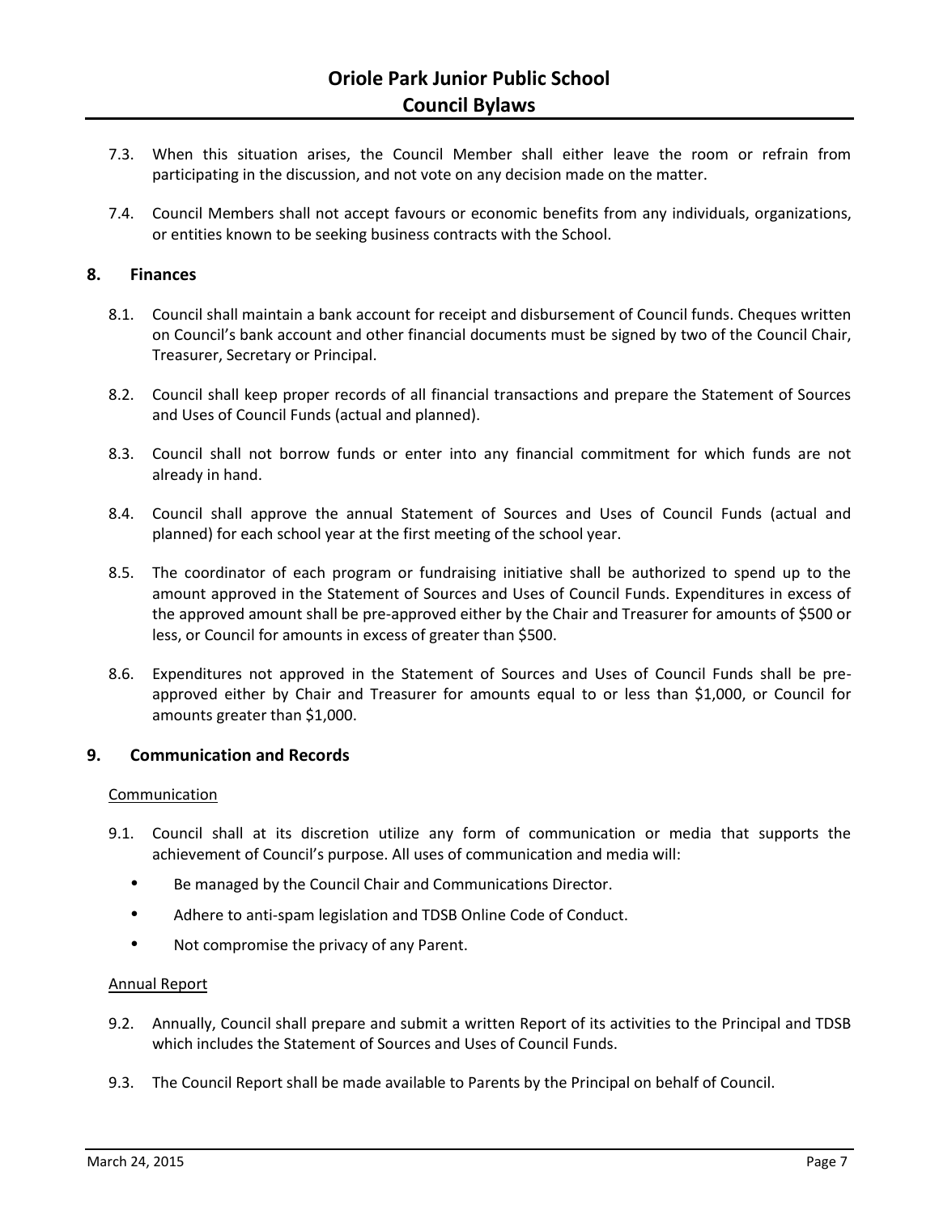7.3. When this situation arises, the Council Member shall either leave the room or refrain from participating in the discussion, and not vote on any decision made on the matter.

7.4. Council Members shall not accept favours or economic benefits from any individuals, organizations, or entities known to be seeking business contracts with the School.

## 8. Finances

8.1. Council shall maintain a bank account for receipt and disbursement of Council funds. Cheques written on Council's bank account and other financial documents must be signed by two of the Council Chair, Treasurer, Secretary or Principal.

8.2. Council shall keep proper records of all financial transactions and prepare the Statement of Sources and Uses of Council Funds (actual and planned).

8.3. Council shall not borrow funds or enter into any financial commitment for which funds are not already in hand.

8.4. Council shall approve the annual Statement of Sources and Uses of Council Funds (actual and planned) for each school year at the first meeting of the school year.

8.5. The coordinator of each program or fundraising initiative shall be authorized to spend up to the amount approved in the Statement of Sources and Uses of Council Funds. Expenditures in excess of the approved amount shall be pre-approved either by the Chair and Treasurer for amounts of $500 or less, or Council for amounts in excess of greater than $500.

8.6. Expenditures not approved in the Statement of Sources and Uses of Council Funds shall be pre-approved either by Chair and Treasurer for amounts equal to or less than $1,000, or Council for amounts greater than $1,000.

## 9. Communication and Records

<u>Communication</u>

9.1. Council shall at its discretion utilize any form of communication or media that supports the achievement of Council's purpose. All uses of communication and media will:

- Be managed by the Council Chair and Communications Director.
- Adhere to anti-spam legislation and TDSB Online Code of Conduct.
- Not compromise the privacy of any Parent.

<u>Annual Report</u>

9.2. Annually, Council shall prepare and submit a written Report of its activities to the Principal and TDSB which includes the Statement of Sources and Uses of Council Funds.

9.3. The Council Report shall be made available to Parents by the Principal on behalf of Council.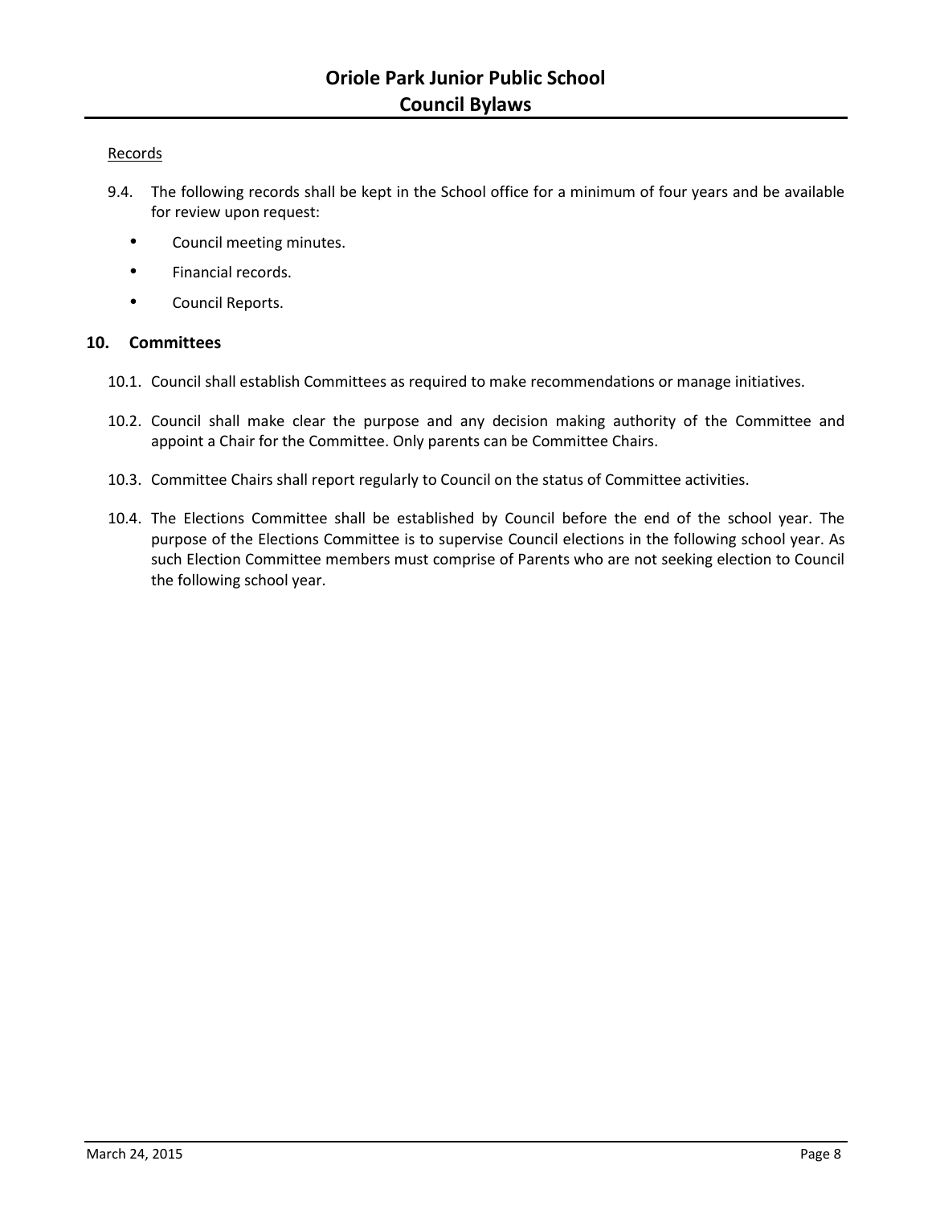Records

9.4. The following records shall be kept in the School office for a minimum of four years and be available for review upon request:

- Council meeting minutes.
- Financial records.
- Council Reports.

## 10. Committees

10.1. Council shall establish Committees as required to make recommendations or manage initiatives.

10.2. Council shall make clear the purpose and any decision making authority of the Committee and appoint a Chair for the Committee. Only parents can be Committee Chairs.

10.3. Committee Chairs shall report regularly to Council on the status of Committee activities.

10.4. The Elections Committee shall be established by Council before the end of the school year. The purpose of the Elections Committee is to supervise Council elections in the following school year. As such Election Committee members must comprise of Parents who are not seeking election to Council the following school year.